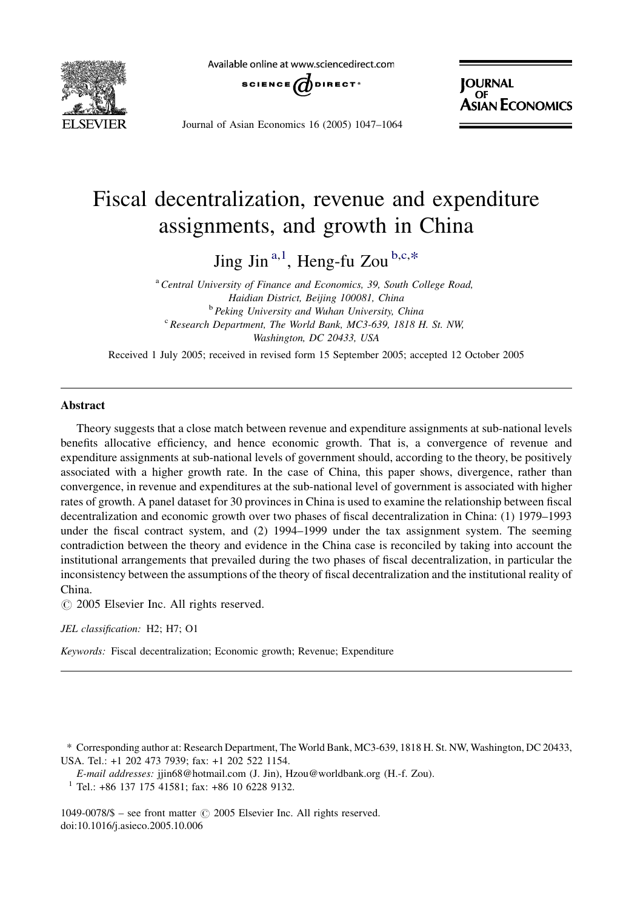# Fiscal decentralization, revenue and expenditure assignments, and growth in China

Jing Jin [a,1], Heng-fu Zou [b,c,*]

[a] Central University of Finance and Economics, 39, South College Road, Haidian District, Beijing 100081, China

[b] Peking University and Wuhan University, China

[c] Research Department, The World Bank, MC3-639, 1818 H. St. NW, Washington, DC 20433, USA

Received 1 July 2005; received in revised form 15 September 2005; accepted 12 October 2005

---

## Abstract

Theory suggests that a close match between revenue and expenditure assignments at sub-national levels benefits allocative efficiency, and hence economic growth. That is, a convergence of revenue and expenditure assignments at sub-national levels of government should, according to the theory, be positively associated with a higher growth rate. In the case of China, this paper shows, divergence, rather than convergence, in revenue and expenditures at the sub-national level of government is associated with higher rates of growth. A panel dataset for 30 provinces in China is used to examine the relationship between fiscal decentralization and economic growth over two phases of fiscal decentralization in China: (1) 1979–1993 under the fiscal contract system, and (2) 1994–1999 under the tax assignment system. The seeming contradiction between the theory and evidence in the China case is reconciled by taking into account the institutional arrangements that prevailed during the two phases of fiscal decentralization, in particular the inconsistency between the assumptions of the theory of fiscal decentralization and the institutional reality of China.

© 2005 Elsevier Inc. All rights reserved.

*JEL classification:* H2; H7; O1

*Keywords:* Fiscal decentralization; Economic growth; Revenue; Expenditure

---

\* Corresponding author at: Research Department, The World Bank, MC3-639, 1818 H. St. NW, Washington, DC 20433, USA. Tel.: +1 202 473 7939; fax: +1 202 522 1154.

*E-mail addresses:* jjin68@hotmail.com (J. Jin), Hzou@worldbank.org (H.-f. Zou).

[1] Tel.: +86 137 175 41581; fax: +86 10 6228 9132.

1049-0078/$ – see front matter © 2005 Elsevier Inc. All rights reserved.
doi:10.1016/j.asieco.2005.10.006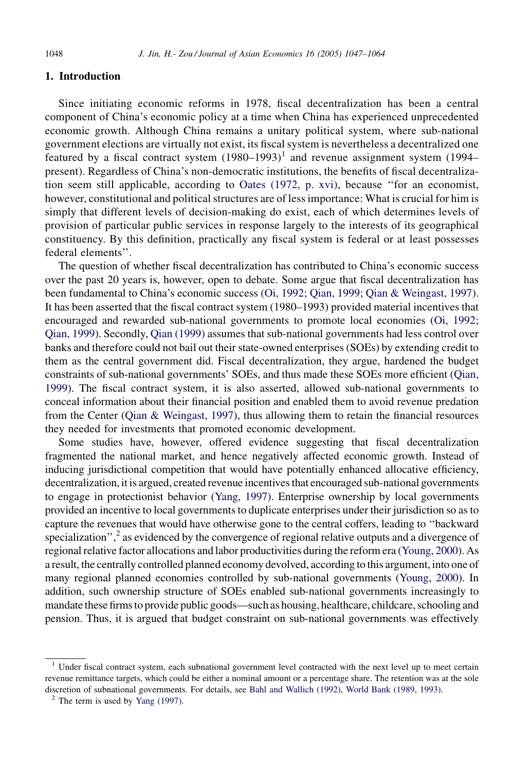## 1. Introduction

Since initiating economic reforms in 1978, fiscal decentralization has been a central component of China's economic policy at a time when China has experienced unprecedented economic growth. Although China remains a unitary political system, where sub-national government elections are virtually not exist, its fiscal system is nevertheless a decentralized one featured by a fiscal contract system (1980–1993)[1] and revenue assignment system (1994–present). Regardless of China's non-democratic institutions, the benefits of fiscal decentralization seem still applicable, according to Oates (1972, p. xvi), because ''for an economist, however, constitutional and political structures are of less importance: What is crucial for him is simply that different levels of decision-making do exist, each of which determines levels of provision of particular public services in response largely to the interests of its geographical constituency. By this definition, practically any fiscal system is federal or at least possesses federal elements''.

The question of whether fiscal decentralization has contributed to China's economic success over the past 20 years is, however, open to debate. Some argue that fiscal decentralization has been fundamental to China's economic success (Oi, 1992; Qian, 1999; Qian & Weingast, 1997). It has been asserted that the fiscal contract system (1980–1993) provided material incentives that encouraged and rewarded sub-national governments to promote local economies (Oi, 1992; Qian, 1999). Secondly, Qian (1999) assumes that sub-national governments had less control over banks and therefore could not bail out their state-owned enterprises (SOEs) by extending credit to them as the central government did. Fiscal decentralization, they argue, hardened the budget constraints of sub-national governments' SOEs, and thus made these SOEs more efficient (Qian, 1999). The fiscal contract system, it is also asserted, allowed sub-national governments to conceal information about their financial position and enabled them to avoid revenue predation from the Center (Qian & Weingast, 1997), thus allowing them to retain the financial resources they needed for investments that promoted economic development.

Some studies have, however, offered evidence suggesting that fiscal decentralization fragmented the national market, and hence negatively affected economic growth. Instead of inducing jurisdictional competition that would have potentially enhanced allocative efficiency, decentralization, it is argued, created revenue incentives that encouraged sub-national governments to engage in protectionist behavior (Yang, 1997). Enterprise ownership by local governments provided an incentive to local governments to duplicate enterprises under their jurisdiction so as to capture the revenues that would have otherwise gone to the central coffers, leading to ''backward specialization'',[2] as evidenced by the convergence of regional relative outputs and a divergence of regional relative factor allocations and labor productivities during the reform era (Young, 2000). As a result, the centrally controlled planned economy devolved, according to this argument, into one of many regional planned economies controlled by sub-national governments (Young, 2000). In addition, such ownership structure of SOEs enabled sub-national governments increasingly to mandate these firms to provide public goods—such as housing, healthcare, childcare, schooling and pension. Thus, it is argued that budget constraint on sub-national governments was effectively

---

[1] Under fiscal contract system, each subnational government level contracted with the next level up to meet certain revenue remittance targets, which could be either a nominal amount or a percentage share. The retention was at the sole discretion of subnational governments. For details, see Bahl and Wallich (1992), World Bank (1989, 1993).

[2] The term is used by Yang (1997).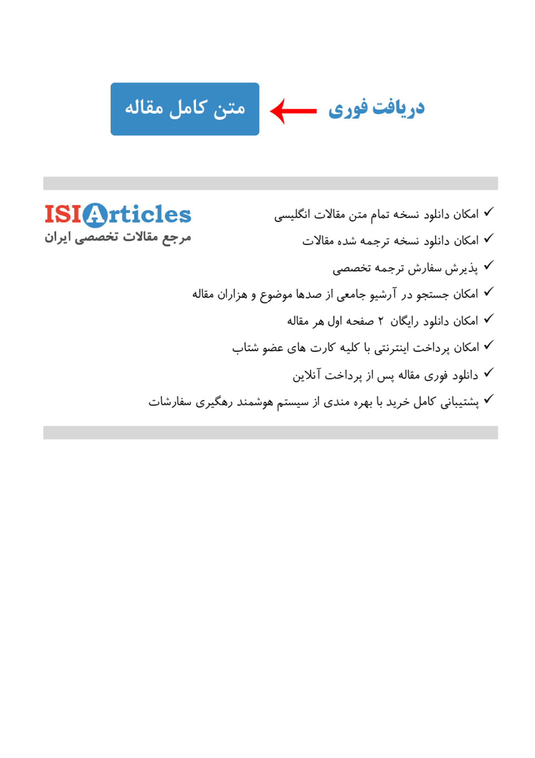دریافت فوری ← متن کامل مقاله

**ISIArticles**
مرجع مقالات تخصصی ایران

- ✓ امکان دانلود نسخه تمام متن مقالات انگلیسی
- ✓ امکان دانلود نسخه ترجمه شده مقالات
- ✓ پذیرش سفارش ترجمه تخصصی
- ✓ امکان جستجو در آرشیو جامعی از صدها موضوع و هزاران مقاله
- ✓ امکان دانلود رایگان ۲ صفحه اول هر مقاله
- ✓ امکان پرداخت اینترنتی با کلیه کارت های عضو شتاب
- ✓ دانلود فوری مقاله پس از پرداخت آنلاین
- ✓ پشتیبانی کامل خرید با بهره مندی از سیستم هوشمند رهگیری سفارشات